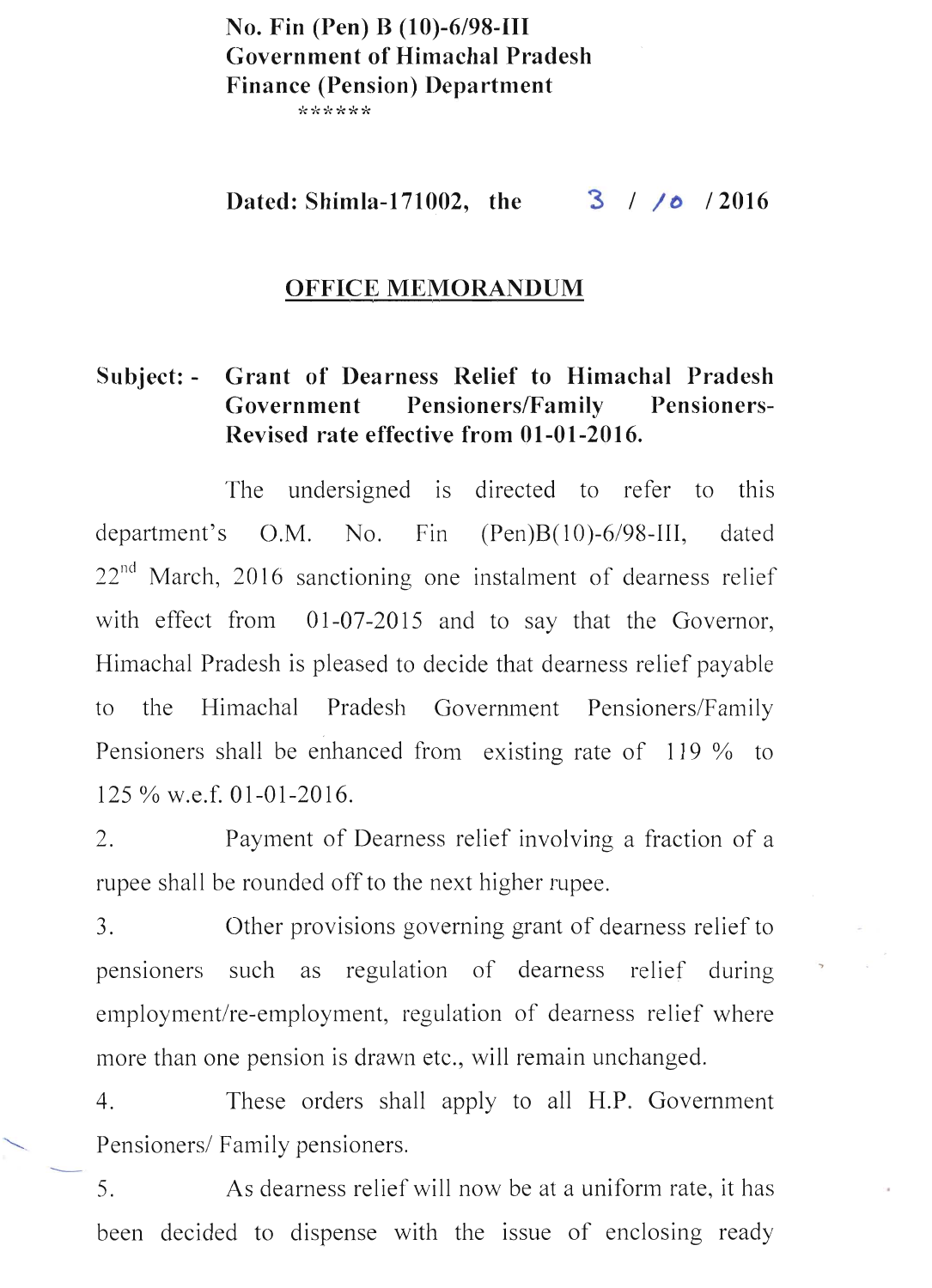**No. Fin (Pen) B (10)-6/98-III**
**Government of Himachal Pradesh**
**Finance (Pension) Department**

******

**Dated: Shimla-171002, the 3 / 10 / 2016**

## OFFICE MEMORANDUM

**Subject: - Grant of Dearness Relief to Himachal Pradesh Government Pensioners/Family Pensioners-Revised rate effective from 01-01-2016.**

The undersigned is directed to refer to this department's O.M. No. Fin (Pen)B(10)-6/98-III, dated 22nd March, 2016 sanctioning one instalment of dearness relief with effect from 01-07-2015 and to say that the Governor, Himachal Pradesh is pleased to decide that dearness relief payable to the Himachal Pradesh Government Pensioners/Family Pensioners shall be enhanced from existing rate of 119 % to 125 % w.e.f. 01-01-2016.

2. Payment of Dearness relief involving a fraction of a rupee shall be rounded off to the next higher rupee.

3. Other provisions governing grant of dearness relief to pensioners such as regulation of dearness relief during employment/re-employment, regulation of dearness relief where more than one pension is drawn etc., will remain unchanged.

4. These orders shall apply to all H.P. Government Pensioners/ Family pensioners.

5. As dearness relief will now be at a uniform rate, it has been decided to dispense with the issue of enclosing ready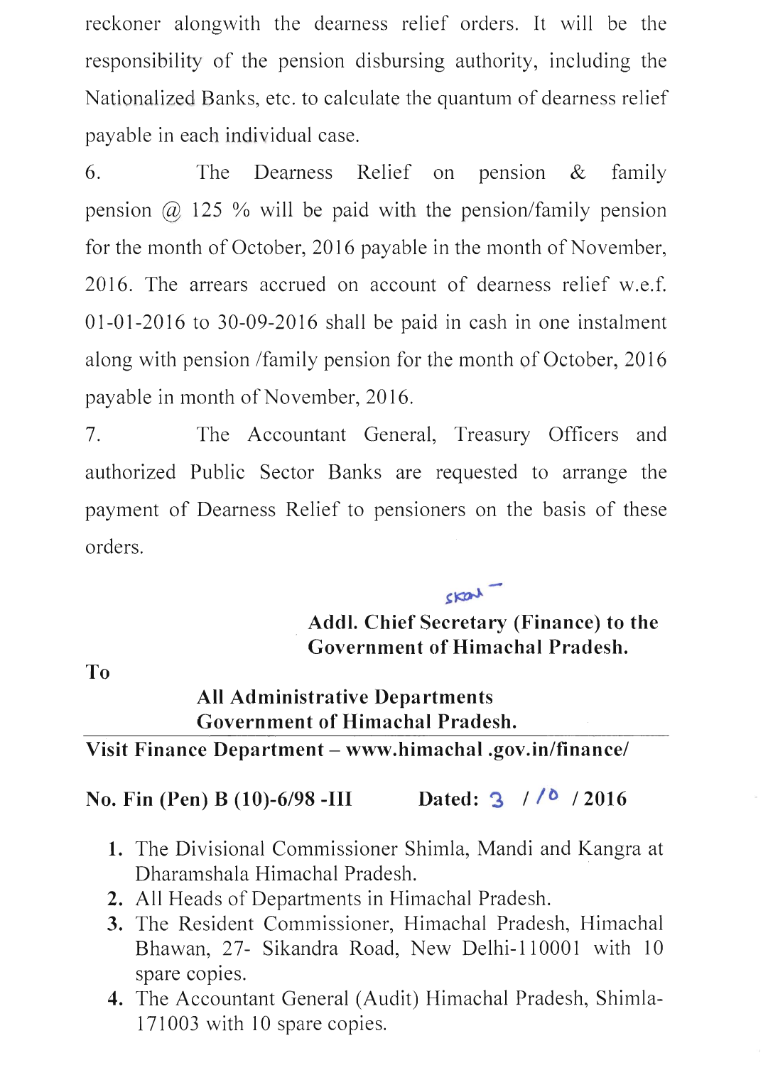reckoner alongwith the dearness relief orders. It will be the responsibility of the pension disbursing authority, including the Nationalized Banks, etc. to calculate the quantum of dearness relief payable in each individual case.

6. The Dearness Relief on pension & family pension @ 125 % will be paid with the pension/family pension for the month of October, 2016 payable in the month of November, 2016. The arrears accrued on account of dearness relief w.e.f. 01-01-2016 to 30-09-2016 shall be paid in cash in one instalment along with pension /family pension for the month of October, 2016 payable in month of November, 2016.

7. The Accountant General, Treasury Officers and authorized Public Sector Banks are requested to arrange the payment of Dearness Relief to pensioners on the basis of these orders.

sd/-

**Addl. Chief Secretary (Finance) to the Government of Himachal Pradesh.**

**To**

**All Administrative Departments Government of Himachal Pradesh.**

---

**Visit Finance Department – www.himachal .gov.in/finance/**

**No. Fin (Pen) B (10)-6/98 -III** **Dated: 3 / 10 / 2016**

1. The Divisional Commissioner Shimla, Mandi and Kangra at Dharamshala Himachal Pradesh.
2. All Heads of Departments in Himachal Pradesh.
3. The Resident Commissioner, Himachal Pradesh, Himachal Bhawan, 27- Sikandra Road, New Delhi-110001 with 10 spare copies.
4. The Accountant General (Audit) Himachal Pradesh, Shimla-171003 with 10 spare copies.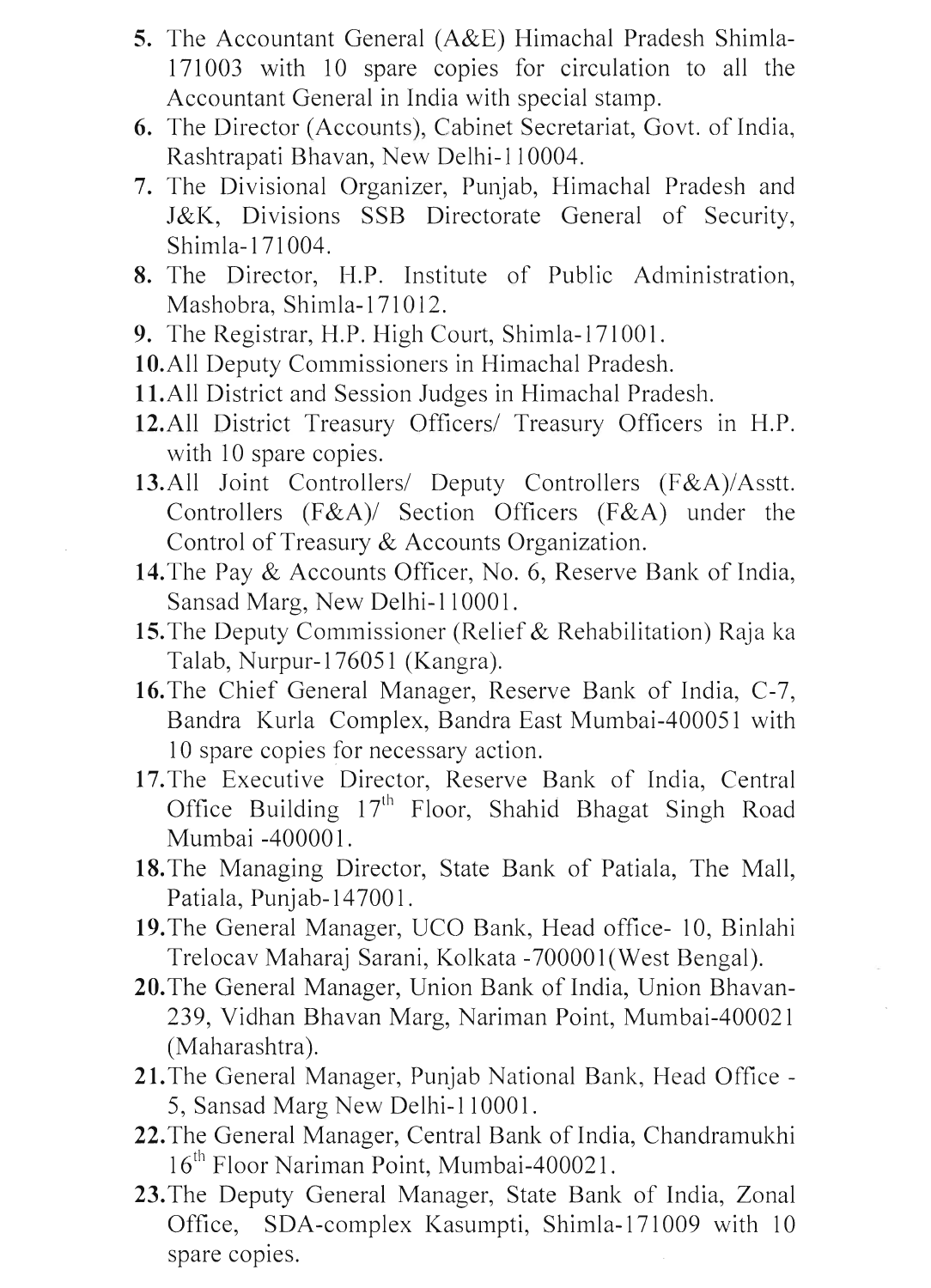5. The Accountant General (A&E) Himachal Pradesh Shimla-171003 with 10 spare copies for circulation to all the Accountant General in India with special stamp.
6. The Director (Accounts), Cabinet Secretariat, Govt. of India, Rashtrapati Bhavan, New Delhi-110004.
7. The Divisional Organizer, Punjab, Himachal Pradesh and J&K, Divisions SSB Directorate General of Security, Shimla-171004.
8. The Director, H.P. Institute of Public Administration, Mashobra, Shimla-171012.
9. The Registrar, H.P. High Court, Shimla-171001.
10. All Deputy Commissioners in Himachal Pradesh.
11. All District and Session Judges in Himachal Pradesh.
12. All District Treasury Officers/ Treasury Officers in H.P. with 10 spare copies.
13. All Joint Controllers/ Deputy Controllers (F&A)/Asstt. Controllers (F&A)/ Section Officers (F&A) under the Control of Treasury & Accounts Organization.
14. The Pay & Accounts Officer, No. 6, Reserve Bank of India, Sansad Marg, New Delhi-110001.
15. The Deputy Commissioner (Relief & Rehabilitation) Raja ka Talab, Nurpur-176051 (Kangra).
16. The Chief General Manager, Reserve Bank of India, C-7, Bandra Kurla Complex, Bandra East Mumbai-400051 with 10 spare copies for necessary action.
17. The Executive Director, Reserve Bank of India, Central Office Building 17th Floor, Shahid Bhagat Singh Road Mumbai -400001.
18. The Managing Director, State Bank of Patiala, The Mall, Patiala, Punjab-147001.
19. The General Manager, UCO Bank, Head office- 10, Binlahi Trelocav Maharaj Sarani, Kolkata -700001(West Bengal).
20. The General Manager, Union Bank of India, Union Bhavan-239, Vidhan Bhavan Marg, Nariman Point, Mumbai-400021 (Maharashtra).
21. The General Manager, Punjab National Bank, Head Office - 5, Sansad Marg New Delhi-110001.
22. The General Manager, Central Bank of India, Chandramukhi 16th Floor Nariman Point, Mumbai-400021.
23. The Deputy General Manager, State Bank of India, Zonal Office, SDA-complex Kasumpti, Shimla-171009 with 10 spare copies.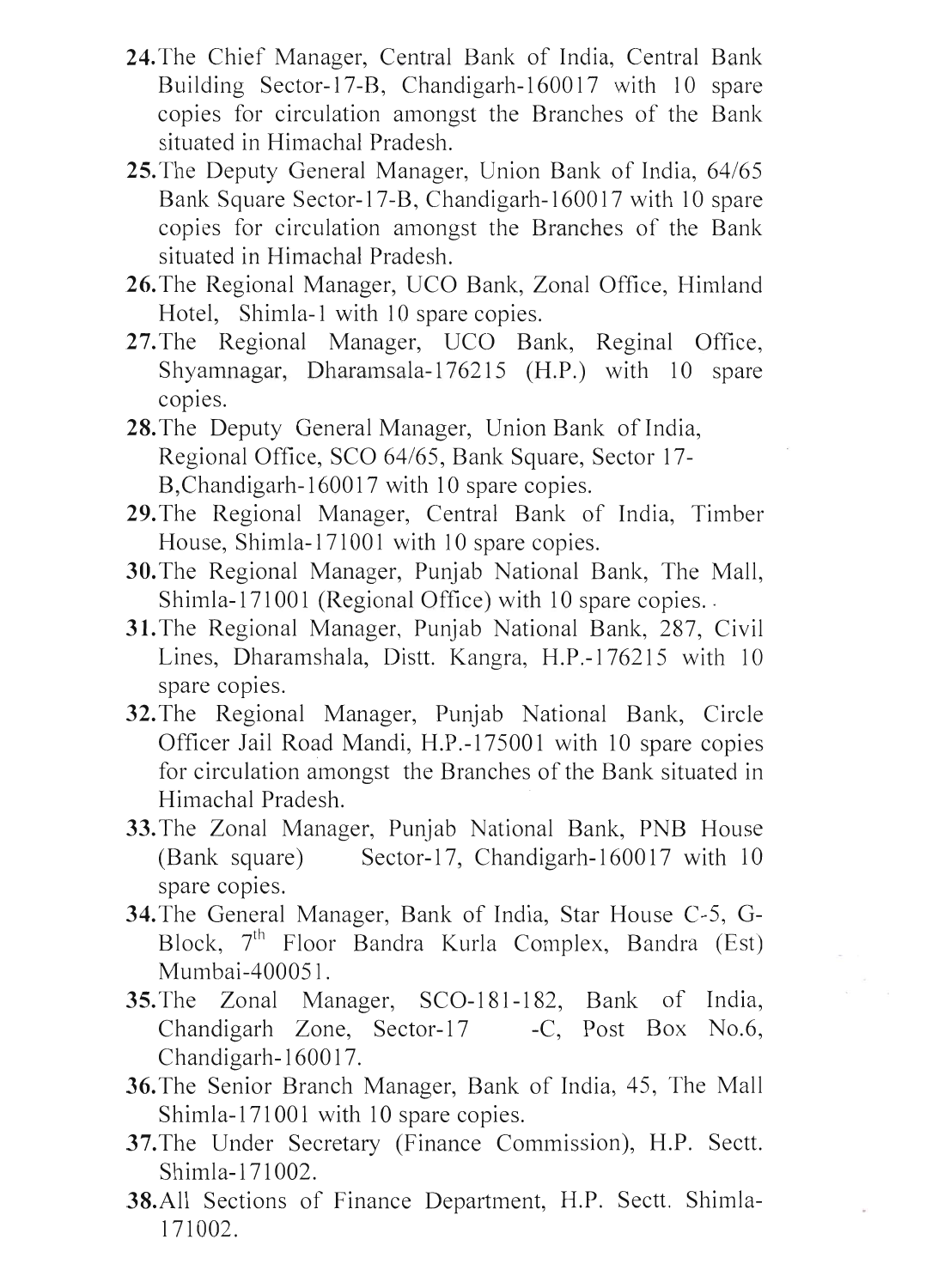**24.** The Chief Manager, Central Bank of India, Central Bank Building Sector-17-B, Chandigarh-160017 with 10 spare copies for circulation amongst the Branches of the Bank situated in Himachal Pradesh.

**25.** The Deputy General Manager, Union Bank of India, 64/65 Bank Square Sector-17-B, Chandigarh-160017 with 10 spare copies for circulation amongst the Branches of the Bank situated in Himachal Pradesh.

**26.** The Regional Manager, UCO Bank, Zonal Office, Himland Hotel, Shimla-1 with 10 spare copies.

**27.** The Regional Manager, UCO Bank, Reginal Office, Shyamnagar, Dharamsala-176215 (H.P.) with 10 spare copies.

**28.** The Deputy General Manager, Union Bank of India, Regional Office, SCO 64/65, Bank Square, Sector 17-B,Chandigarh-160017 with 10 spare copies.

**29.** The Regional Manager, Central Bank of India, Timber House, Shimla-171001 with 10 spare copies.

**30.** The Regional Manager, Punjab National Bank, The Mall, Shimla-171001 (Regional Office) with 10 spare copies.

**31.** The Regional Manager, Punjab National Bank, 287, Civil Lines, Dharamshala, Distt. Kangra, H.P.-176215 with 10 spare copies.

**32.** The Regional Manager, Punjab National Bank, Circle Officer Jail Road Mandi, H.P.-175001 with 10 spare copies for circulation amongst the Branches of the Bank situated in Himachal Pradesh.

**33.** The Zonal Manager, Punjab National Bank, PNB House (Bank square) Sector-17, Chandigarh-160017 with 10 spare copies.

**34.** The General Manager, Bank of India, Star House C-5, G-Block, 7th Floor Bandra Kurla Complex, Bandra (Est) Mumbai-400051.

**35.** The Zonal Manager, SCO-181-182, Bank of India, Chandigarh Zone, Sector-17 -C, Post Box No.6, Chandigarh-160017.

**36.** The Senior Branch Manager, Bank of India, 45, The Mall Shimla-171001 with 10 spare copies.

**37.** The Under Secretary (Finance Commission), H.P. Sectt. Shimla-171002.

**38.** All Sections of Finance Department, H.P. Sectt. Shimla-171002.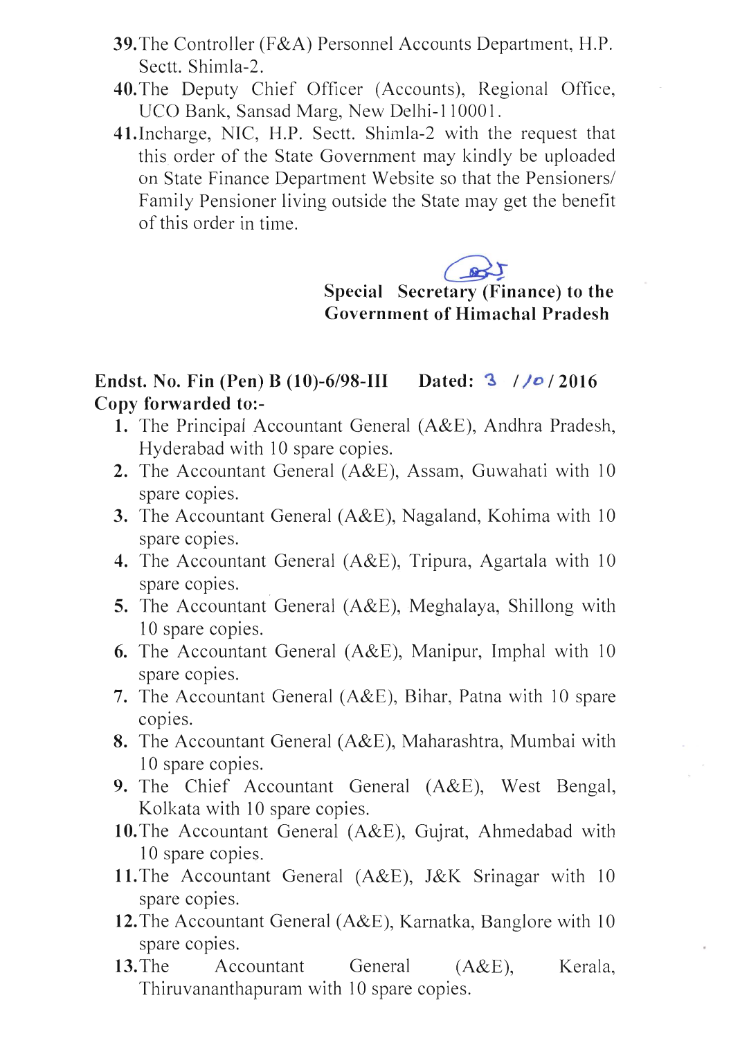39. The Controller (F&A) Personnel Accounts Department, H.P. Sectt. Shimla-2.
40. The Deputy Chief Officer (Accounts), Regional Office, UCO Bank, Sansad Marg, New Delhi-110001.
41. Incharge, NIC, H.P. Sectt. Shimla-2 with the request that this order of the State Government may kindly be uploaded on State Finance Department Website so that the Pensioners/ Family Pensioner living outside the State may get the benefit of this order in time.

**Special Secretary (Finance) to the Government of Himachal Pradesh**

**Endst. No. Fin (Pen) B (10)-6/98-III Dated: 3 / 10 / 2016**

**Copy forwarded to:-**

1. The Principal Accountant General (A&E), Andhra Pradesh, Hyderabad with 10 spare copies.
2. The Accountant General (A&E), Assam, Guwahati with 10 spare copies.
3. The Accountant General (A&E), Nagaland, Kohima with 10 spare copies.
4. The Accountant General (A&E), Tripura, Agartala with 10 spare copies.
5. The Accountant General (A&E), Meghalaya, Shillong with 10 spare copies.
6. The Accountant General (A&E), Manipur, Imphal with 10 spare copies.
7. The Accountant General (A&E), Bihar, Patna with 10 spare copies.
8. The Accountant General (A&E), Maharashtra, Mumbai with 10 spare copies.
9. The Chief Accountant General (A&E), West Bengal, Kolkata with 10 spare copies.
10. The Accountant General (A&E), Gujrat, Ahmedabad with 10 spare copies.
11. The Accountant General (A&E), J&K Srinagar with 10 spare copies.
12. The Accountant General (A&E), Karnatka, Banglore with 10 spare copies.
13. The Accountant General (A&E), Kerala, Thiruvananthapuram with 10 spare copies.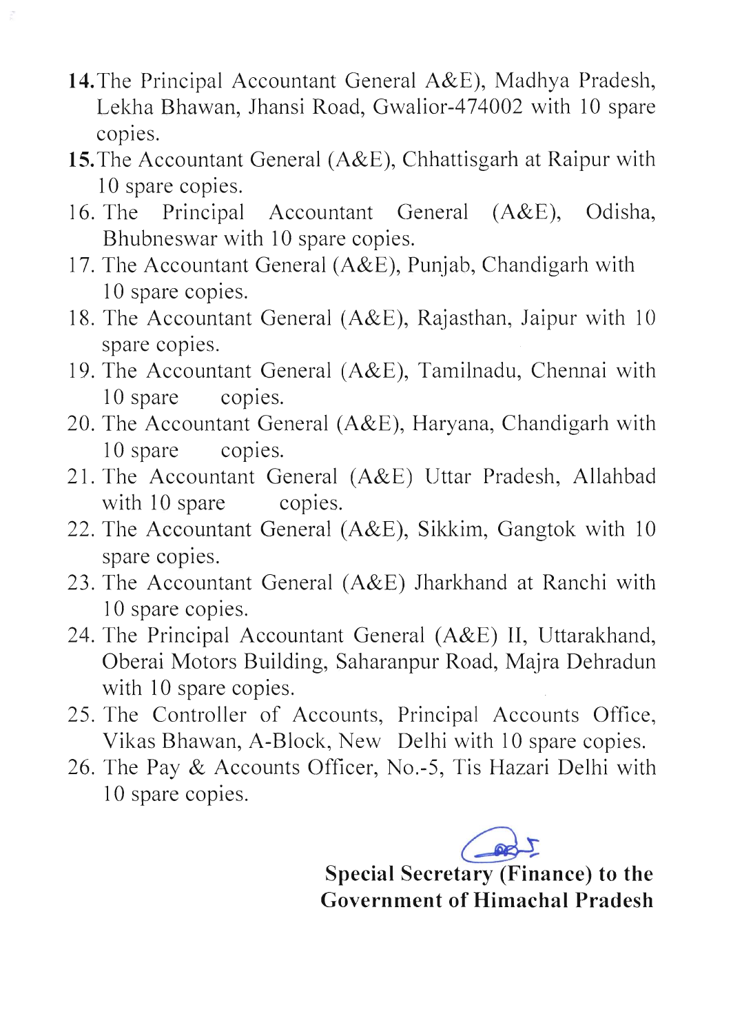14. The Principal Accountant General A&E), Madhya Pradesh, Lekha Bhawan, Jhansi Road, Gwalior-474002 with 10 spare copies.
15. The Accountant General (A&E), Chhattisgarh at Raipur with 10 spare copies.
16. The Principal Accountant General (A&E), Odisha, Bhubneswar with 10 spare copies.
17. The Accountant General (A&E), Punjab, Chandigarh with 10 spare copies.
18. The Accountant General (A&E), Rajasthan, Jaipur with 10 spare copies.
19. The Accountant General (A&E), Tamilnadu, Chennai with 10 spare copies.
20. The Accountant General (A&E), Haryana, Chandigarh with 10 spare copies.
21. The Accountant General (A&E) Uttar Pradesh, Allahbad with 10 spare copies.
22. The Accountant General (A&E), Sikkim, Gangtok with 10 spare copies.
23. The Accountant General (A&E) Jharkhand at Ranchi with 10 spare copies.
24. The Principal Accountant General (A&E) II, Uttarakhand, Oberai Motors Building, Saharanpur Road, Majra Dehradun with 10 spare copies.
25. The Controller of Accounts, Principal Accounts Office, Vikas Bhawan, A-Block, New Delhi with 10 spare copies.
26. The Pay & Accounts Officer, No.-5, Tis Hazari Delhi with 10 spare copies.

**Special Secretary (Finance) to the Government of Himachal Pradesh**